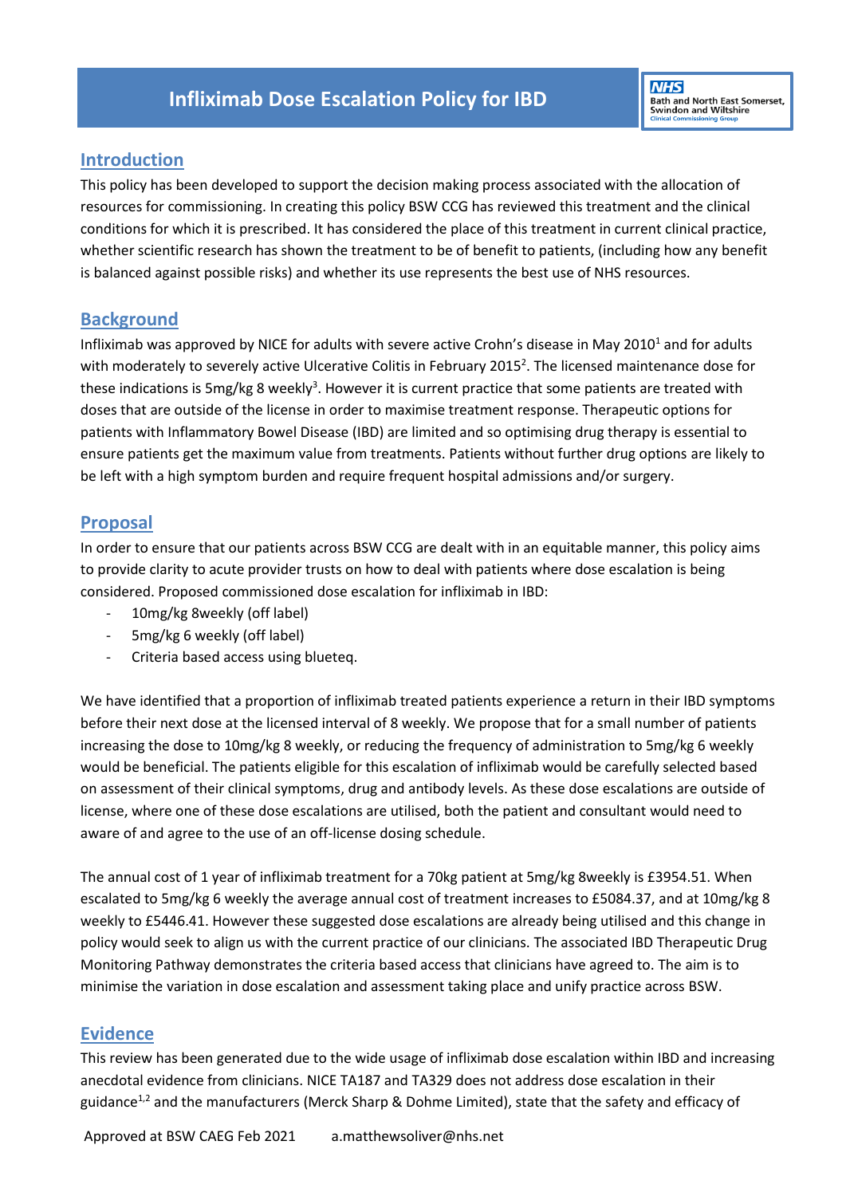# Infliximab Dose Escalation Policy for IBD

NHS Bath and North East Somerset, Swindon and Wiltshire Clinical Commissioning Group

## Introduction

This policy has been developed to support the decision making process associated with the allocation of resources for commissioning. In creating this policy BSW CCG has reviewed this treatment and the clinical conditions for which it is prescribed. It has considered the place of this treatment in current clinical practice, whether scientific research has shown the treatment to be of benefit to patients, (including how any benefit is balanced against possible risks) and whether its use represents the best use of NHS resources.

## Background

Infliximab was approved by NICE for adults with severe active Crohn's disease in May 2010[1] and for adults with moderately to severely active Ulcerative Colitis in February 2015[2]. The licensed maintenance dose for these indications is 5mg/kg 8 weekly[3]. However it is current practice that some patients are treated with doses that are outside of the license in order to maximise treatment response. Therapeutic options for patients with Inflammatory Bowel Disease (IBD) are limited and so optimising drug therapy is essential to ensure patients get the maximum value from treatments. Patients without further drug options are likely to be left with a high symptom burden and require frequent hospital admissions and/or surgery.

## Proposal

In order to ensure that our patients across BSW CCG are dealt with in an equitable manner, this policy aims to provide clarity to acute provider trusts on how to deal with patients where dose escalation is being considered. Proposed commissioned dose escalation for infliximab in IBD:

- 10mg/kg 8weekly (off label)
- 5mg/kg 6 weekly (off label)
- Criteria based access using blueteq.

We have identified that a proportion of infliximab treated patients experience a return in their IBD symptoms before their next dose at the licensed interval of 8 weekly. We propose that for a small number of patients increasing the dose to 10mg/kg 8 weekly, or reducing the frequency of administration to 5mg/kg 6 weekly would be beneficial. The patients eligible for this escalation of infliximab would be carefully selected based on assessment of their clinical symptoms, drug and antibody levels. As these dose escalations are outside of license, where one of these dose escalations are utilised, both the patient and consultant would need to aware of and agree to the use of an off-license dosing schedule.

The annual cost of 1 year of infliximab treatment for a 70kg patient at 5mg/kg 8weekly is £3954.51. When escalated to 5mg/kg 6 weekly the average annual cost of treatment increases to £5084.37, and at 10mg/kg 8 weekly to £5446.41. However these suggested dose escalations are already being utilised and this change in policy would seek to align us with the current practice of our clinicians. The associated IBD Therapeutic Drug Monitoring Pathway demonstrates the criteria based access that clinicians have agreed to. The aim is to minimise the variation in dose escalation and assessment taking place and unify practice across BSW.

## Evidence

This review has been generated due to the wide usage of infliximab dose escalation within IBD and increasing anecdotal evidence from clinicians. NICE TA187 and TA329 does not address dose escalation in their guidance[1,2] and the manufacturers (Merck Sharp & Dohme Limited), state that the safety and efficacy of

Approved at BSW CAEG Feb 2021 a.matthewsoliver@nhs.net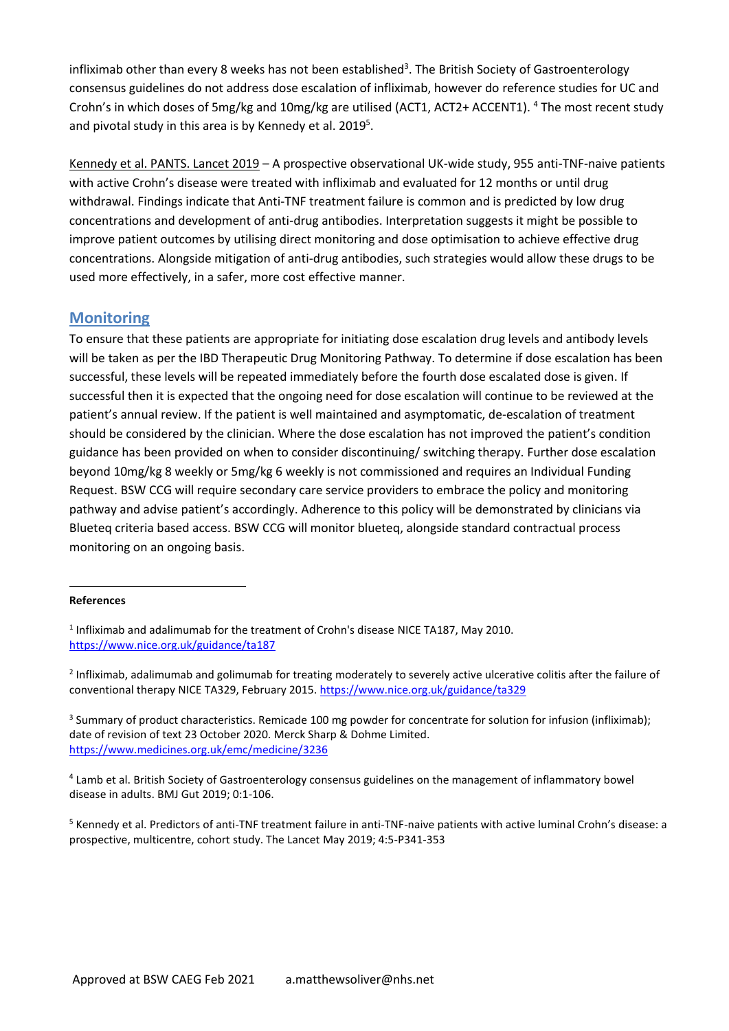infliximab other than every 8 weeks has not been established[3]. The British Society of Gastroenterology consensus guidelines do not address dose escalation of infliximab, however do reference studies for UC and Crohn's in which doses of 5mg/kg and 10mg/kg are utilised (ACT1, ACT2+ ACCENT1). [4] The most recent study and pivotal study in this area is by Kennedy et al. 2019[5].

Kennedy et al. PANTS. Lancet 2019 – A prospective observational UK-wide study, 955 anti-TNF-naive patients with active Crohn's disease were treated with infliximab and evaluated for 12 months or until drug withdrawal. Findings indicate that Anti-TNF treatment failure is common and is predicted by low drug concentrations and development of anti-drug antibodies. Interpretation suggests it might be possible to improve patient outcomes by utilising direct monitoring and dose optimisation to achieve effective drug concentrations. Alongside mitigation of anti-drug antibodies, such strategies would allow these drugs to be used more effectively, in a safer, more cost effective manner.

## Monitoring

To ensure that these patients are appropriate for initiating dose escalation drug levels and antibody levels will be taken as per the IBD Therapeutic Drug Monitoring Pathway. To determine if dose escalation has been successful, these levels will be repeated immediately before the fourth dose escalated dose is given. If successful then it is expected that the ongoing need for dose escalation will continue to be reviewed at the patient's annual review. If the patient is well maintained and asymptomatic, de-escalation of treatment should be considered by the clinician. Where the dose escalation has not improved the patient's condition guidance has been provided on when to consider discontinuing/ switching therapy. Further dose escalation beyond 10mg/kg 8 weekly or 5mg/kg 6 weekly is not commissioned and requires an Individual Funding Request. BSW CCG will require secondary care service providers to embrace the policy and monitoring pathway and advise patient's accordingly. Adherence to this policy will be demonstrated by clinicians via Blueteq criteria based access. BSW CCG will monitor blueteq, alongside standard contractual process monitoring on an ongoing basis.

**References**

[1] Infliximab and adalimumab for the treatment of Crohn's disease NICE TA187, May 2010. https://www.nice.org.uk/guidance/ta187

[2] Infliximab, adalimumab and golimumab for treating moderately to severely active ulcerative colitis after the failure of conventional therapy NICE TA329, February 2015. https://www.nice.org.uk/guidance/ta329

[3] Summary of product characteristics. Remicade 100 mg powder for concentrate for solution for infusion (infliximab); date of revision of text 23 October 2020. Merck Sharp & Dohme Limited. https://www.medicines.org.uk/emc/medicine/3236

[4] Lamb et al. British Society of Gastroenterology consensus guidelines on the management of inflammatory bowel disease in adults. BMJ Gut 2019; 0:1-106.

[5] Kennedy et al. Predictors of anti-TNF treatment failure in anti-TNF-naive patients with active luminal Crohn's disease: a prospective, multicentre, cohort study. The Lancet May 2019; 4:5-P341-353

Approved at BSW CAEG Feb 2021 a.matthewsoliver@nhs.net